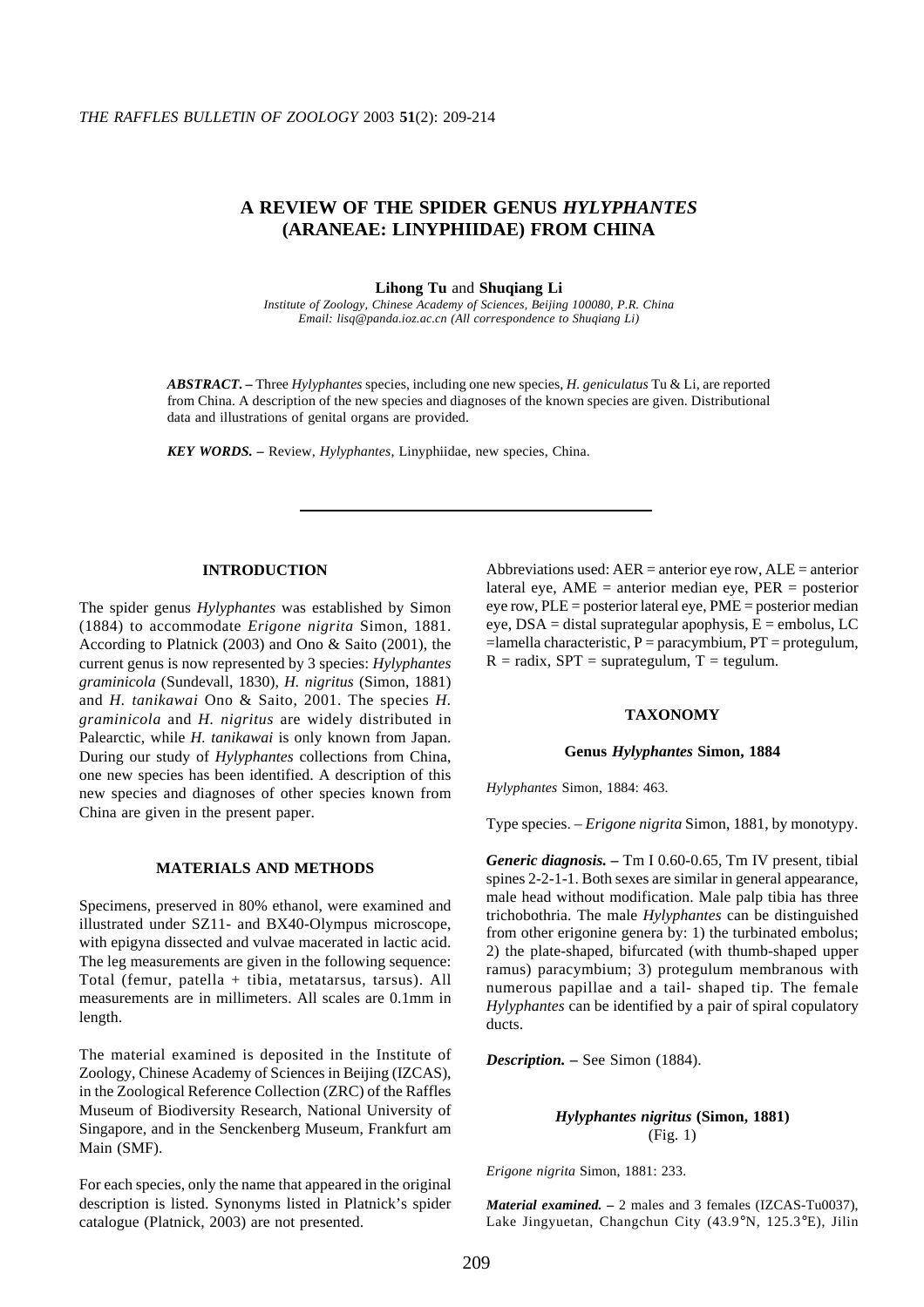# A REVIEW OF THE SPIDER GENUS *HYLYPHANTES* (ARANEAE: LINYPHIIDAE) FROM CHINA

**Lihong Tu** and **Shuqiang Li**

*Institute of Zoology, Chinese Academy of Sciences, Beijing 100080, P.R. China*
*Email: lisq@panda.ioz.ac.cn (All correspondence to Shuqiang Li)*

***ABSTRACT. –*** Three *Hylyphantes* species, including one new species, *H. geniculatus* Tu & Li, are reported from China. A description of the new species and diagnoses of the known species are given. Distributional data and illustrations of genital organs are provided.

***KEY WORDS. –*** Review, *Hylyphantes*, Linyphiidae, new species, China.

---

## INTRODUCTION

The spider genus *Hylyphantes* was established by Simon (1884) to accommodate *Erigone nigrita* Simon, 1881. According to Platnick (2003) and Ono & Saito (2001), the current genus is now represented by 3 species: *Hylyphantes graminicola* (Sundevall, 1830), *H. nigritus* (Simon, 1881) and *H. tanikawai* Ono & Saito, 2001. The species *H. graminicola* and *H. nigritus* are widely distributed in Palearctic, while *H. tanikawai* is only known from Japan. During our study of *Hylyphantes* collections from China, one new species has been identified. A description of this new species and diagnoses of other species known from China are given in the present paper.

## MATERIALS AND METHODS

Specimens, preserved in 80% ethanol, were examined and illustrated under SZ11- and BX40-Olympus microscope, with epigyna dissected and vulvae macerated in lactic acid. The leg measurements are given in the following sequence: Total (femur, patella + tibia, metatarsus, tarsus). All measurements are in millimeters. All scales are 0.1mm in length.

The material examined is deposited in the Institute of Zoology, Chinese Academy of Sciences in Beijing (IZCAS), in the Zoological Reference Collection (ZRC) of the Raffles Museum of Biodiversity Research, National University of Singapore, and in the Senckenberg Museum, Frankfurt am Main (SMF).

For each species, only the name that appeared in the original description is listed. Synonyms listed in Platnick's spider catalogue (Platnick, 2003) are not presented.

Abbreviations used: AER = anterior eye row, ALE = anterior lateral eye, AME = anterior median eye, PER = posterior eye row, PLE = posterior lateral eye, PME = posterior median eye, DSA = distal suprategular apophysis, E = embolus, LC =lamella characteristic, P = paracymbium, PT = protegulum, R = radix, SPT = suprategulum, T = tegulum.

## TAXONOMY

### Genus *Hylyphantes* Simon, 1884

*Hylyphantes* Simon, 1884: 463.

Type species. – *Erigone nigrita* Simon, 1881, by monotypy.

***Generic diagnosis. –*** Tm I 0.60-0.65, Tm IV present, tibial spines 2-2-1-1. Both sexes are similar in general appearance, male head without modification. Male palp tibia has three trichobothria. The male *Hylyphantes* can be distinguished from other erigonine genera by: 1) the turbinated embolus; 2) the plate-shaped, bifurcated (with thumb-shaped upper ramus) paracymbium; 3) protegulum membranous with numerous papillae and a tail- shaped tip. The female *Hylyphantes* can be identified by a pair of spiral copulatory ducts.

***Description. –*** See Simon (1884).

#### *Hylyphantes nigritus* (Simon, 1881)
(Fig. 1)

*Erigone nigrita* Simon, 1881: 233.

***Material examined. –*** 2 males and 3 females (IZCAS-Tu0037), Lake Jingyuetan, Changchun City (43.9°N, 125.3°E), Jilin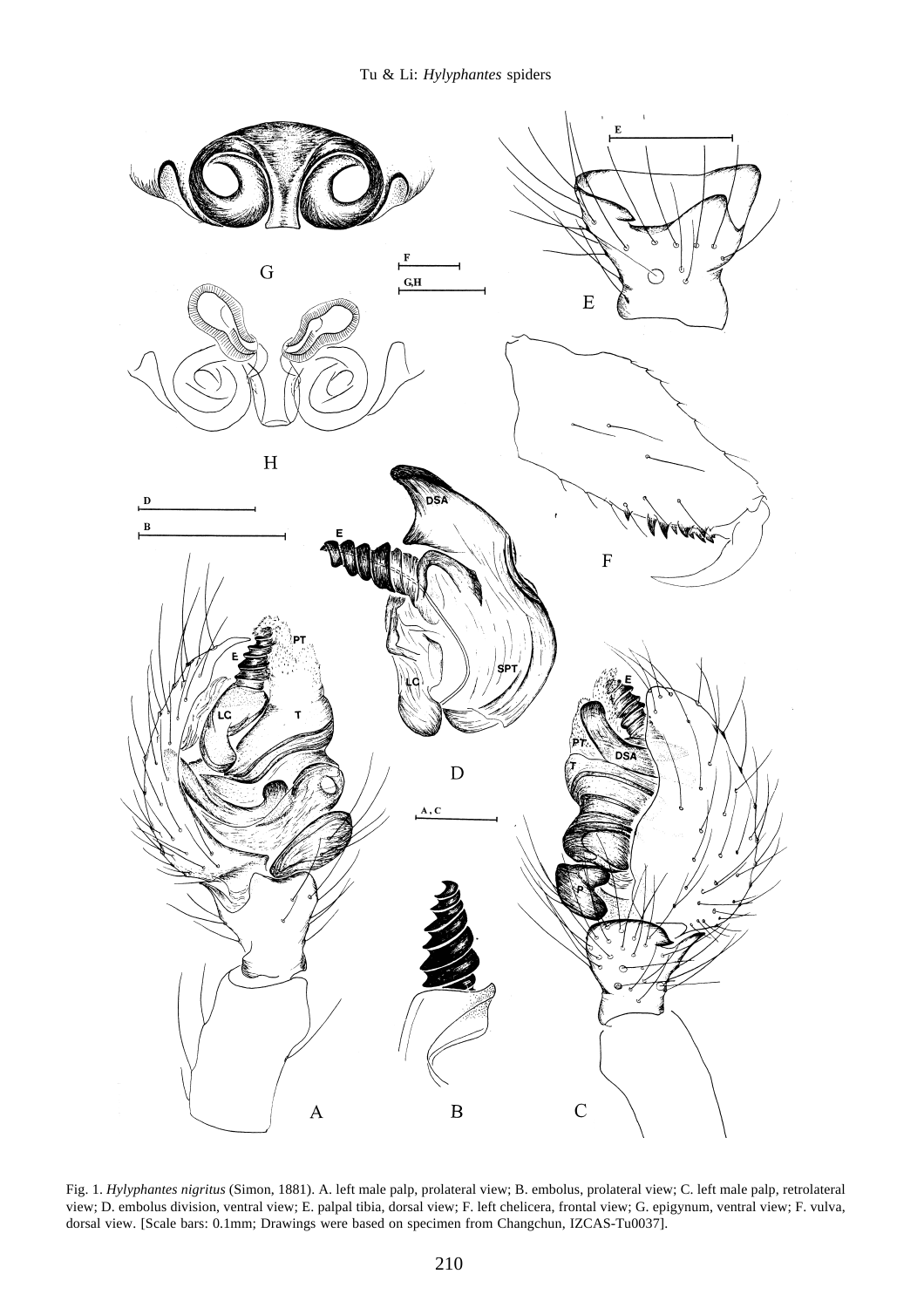Fig. 1. *Hylyphantes nigritus* (Simon, 1881). A. left male palp, prolateral view; B. embolus, prolateral view; C. left male palp, retrolateral view; D. embolus division, ventral view; E. palpal tibia, dorsal view; F. left chelicera, frontal view; G. epigynum, ventral view; F. vulva, dorsal view. [Scale bars: 0.1mm; Drawings were based on specimen from Changchun, IZCAS-Tu0037].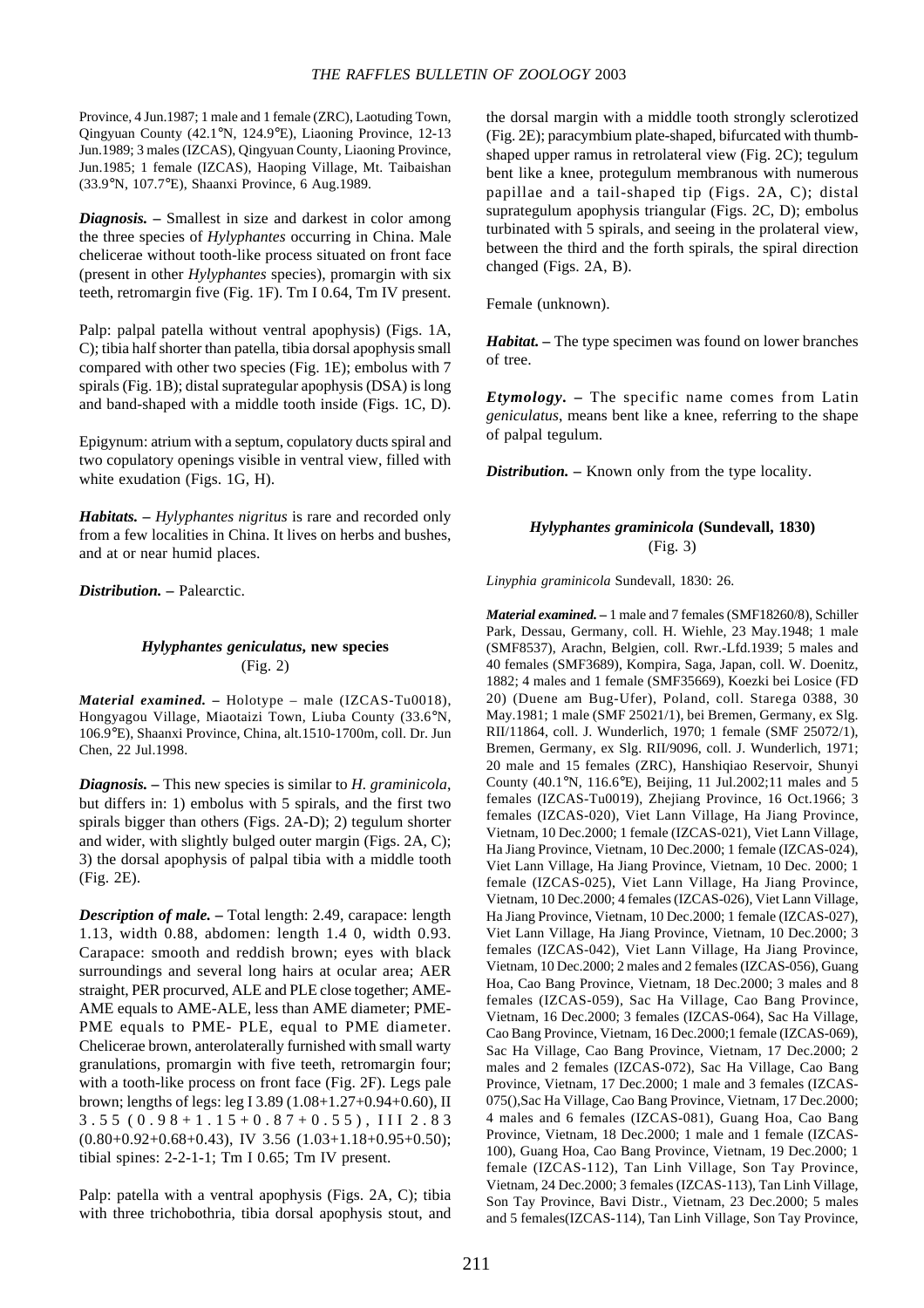Province, 4 Jun.1987; 1 male and 1 female (ZRC), Laotuding Town, Qingyuan County (42.1°N, 124.9°E), Liaoning Province, 12-13 Jun.1989; 3 males (IZCAS), Qingyuan County, Liaoning Province, Jun.1985; 1 female (IZCAS), Haoping Village, Mt. Taibaishan (33.9°N, 107.7°E), Shaanxi Province, 6 Aug.1989.

***Diagnosis.*** **–** Smallest in size and darkest in color among the three species of *Hylyphantes* occurring in China. Male chelicerae without tooth-like process situated on front face (present in other *Hylyphantes* species), promargin with six teeth, retromargin five (Fig. 1F). Tm I 0.64, Tm IV present.

Palp: palpal patella without ventral apophysis) (Figs. 1A, C); tibia half shorter than patella, tibia dorsal apophysis small compared with other two species (Fig. 1E); embolus with 7 spirals (Fig. 1B); distal suprategular apophysis (DSA) is long and band-shaped with a middle tooth inside (Figs. 1C, D).

Epigynum: atrium with a septum, copulatory ducts spiral and two copulatory openings visible in ventral view, filled with white exudation (Figs. 1G, H).

***Habitats.*** **–** *Hylyphantes nigritus* is rare and recorded only from a few localities in China. It lives on herbs and bushes, and at or near humid places.

***Distribution.*** **–** Palearctic.

### *Hylyphantes geniculatus*, new species
(Fig. 2)

***Material examined.*** **–** Holotype – male (IZCAS-Tu0018), Hongyagou Village, Miaotaizi Town, Liuba County (33.6°N, 106.9°E), Shaanxi Province, China, alt.1510-1700m, coll. Dr. Jun Chen, 22 Jul.1998.

***Diagnosis.*** **–** This new species is similar to *H. graminicola*, but differs in: 1) embolus with 5 spirals, and the first two spirals bigger than others (Figs. 2A-D); 2) tegulum shorter and wider, with slightly bulged outer margin (Figs. 2A, C); 3) the dorsal apophysis of palpal tibia with a middle tooth (Fig. 2E).

***Description of male.*** **–** Total length: 2.49, carapace: length 1.13, width 0.88, abdomen: length 1.4 0, width 0.93. Carapace: smooth and reddish brown; eyes with black surroundings and several long hairs at ocular area; AER straight, PER procurved, ALE and PLE close together; AME-AME equals to AME-ALE, less than AME diameter; PME-PME equals to PME- PLE, equal to PME diameter. Chelicerae brown, anterolaterally furnished with small warty granulations, promargin with five teeth, retromargin four; with a tooth-like process on front face (Fig. 2F). Legs pale brown; lengths of legs: leg I 3.89 (1.08+1.27+0.94+0.60), II 3.55 (0.98+1.15+0.87+0.55), III 2.83 (0.80+0.92+0.68+0.43), IV 3.56 (1.03+1.18+0.95+0.50); tibial spines: 2-2-1-1; Tm I 0.65; Tm IV present.

Palp: patella with a ventral apophysis (Figs. 2A, C); tibia with three trichobothria, tibia dorsal apophysis stout, and the dorsal margin with a middle tooth strongly sclerotized (Fig. 2E); paracymbium plate-shaped, bifurcated with thumb-shaped upper ramus in retrolateral view (Fig. 2C); tegulum bent like a knee, protegulum membranous with numerous papillae and a tail-shaped tip (Figs. 2A, C); distal suprategulum apophysis triangular (Figs. 2C, D); embolus turbinated with 5 spirals, and seeing in the prolateral view, between the third and the forth spirals, the spiral direction changed (Figs. 2A, B).

Female (unknown).

***Habitat.*** **–** The type specimen was found on lower branches of tree.

***Etymology.*** **–** The specific name comes from Latin *geniculatus*, means bent like a knee, referring to the shape of palpal tegulum.

***Distribution.*** **–** Known only from the type locality.

### *Hylyphantes graminicola* (Sundevall, 1830)
(Fig. 3)

*Linyphia graminicola* Sundevall, 1830: 26.

***Material examined.*** **–** 1 male and 7 females (SMF18260/8), Schiller Park, Dessau, Germany, coll. H. Wiehle, 23 May.1948; 1 male (SMF8537), Arachn, Belgien, coll. Rwr.-Lfd.1939; 5 males and 40 females (SMF3689), Kompira, Saga, Japan, coll. W. Doenitz, 1882; 4 males and 1 female (SMF35669), Koezki bei Losice (FD 20) (Duene am Bug-Ufer), Poland, coll. Starega 0388, 30 May.1981; 1 male (SMF 25021/1), bei Bremen, Germany, ex Slg. RII/11864, coll. J. Wunderlich, 1970; 1 female (SMF 25072/1), Bremen, Germany, ex Slg. RII/9096, coll. J. Wunderlich, 1971; 20 male and 15 females (ZRC), Hanshiqiao Reservoir, Shunyi County (40.1°N, 116.6°E), Beijing, 11 Jul.2002;11 males and 5 females (IZCAS-Tu0019), Zhejiang Province, 16 Oct.1966; 3 females (IZCAS-020), Viet Lann Village, Ha Jiang Province, Vietnam, 10 Dec.2000; 1 female (IZCAS-021), Viet Lann Village, Ha Jiang Province, Vietnam, 10 Dec.2000; 1 female (IZCAS-024), Viet Lann Village, Ha Jiang Province, Vietnam, 10 Dec. 2000; 1 female (IZCAS-025), Viet Lann Village, Ha Jiang Province, Vietnam, 10 Dec.2000; 4 females (IZCAS-026), Viet Lann Village, Ha Jiang Province, Vietnam, 10 Dec.2000; 1 female (IZCAS-027), Viet Lann Village, Ha Jiang Province, Vietnam, 10 Dec.2000; 3 females (IZCAS-042), Viet Lann Village, Ha Jiang Province, Vietnam, 10 Dec.2000; 2 males and 2 females (IZCAS-056), Guang Hoa, Cao Bang Province, Vietnam, 18 Dec.2000; 3 males and 8 females (IZCAS-059), Sac Ha Village, Cao Bang Province, Vietnam, 16 Dec.2000; 3 females (IZCAS-064), Sac Ha Village, Cao Bang Province, Vietnam, 16 Dec.2000;1 female (IZCAS-069), Sac Ha Village, Cao Bang Province, Vietnam, 17 Dec.2000; 2 males and 2 females (IZCAS-072), Sac Ha Village, Cao Bang Province, Vietnam, 17 Dec.2000; 1 male and 3 females (IZCAS-075(),Sac Ha Village, Cao Bang Province, Vietnam, 17 Dec.2000; 4 males and 6 females (IZCAS-081), Guang Hoa, Cao Bang Province, Vietnam, 18 Dec.2000; 1 male and 1 female (IZCAS-100), Guang Hoa, Cao Bang Province, Vietnam, 19 Dec.2000; 1 female (IZCAS-112), Tan Linh Village, Son Tay Province, Vietnam, 24 Dec.2000; 3 females (IZCAS-113), Tan Linh Village, Son Tay Province, Bavi Distr., Vietnam, 23 Dec.2000; 5 males and 5 females(IZCAS-114), Tan Linh Village, Son Tay Province,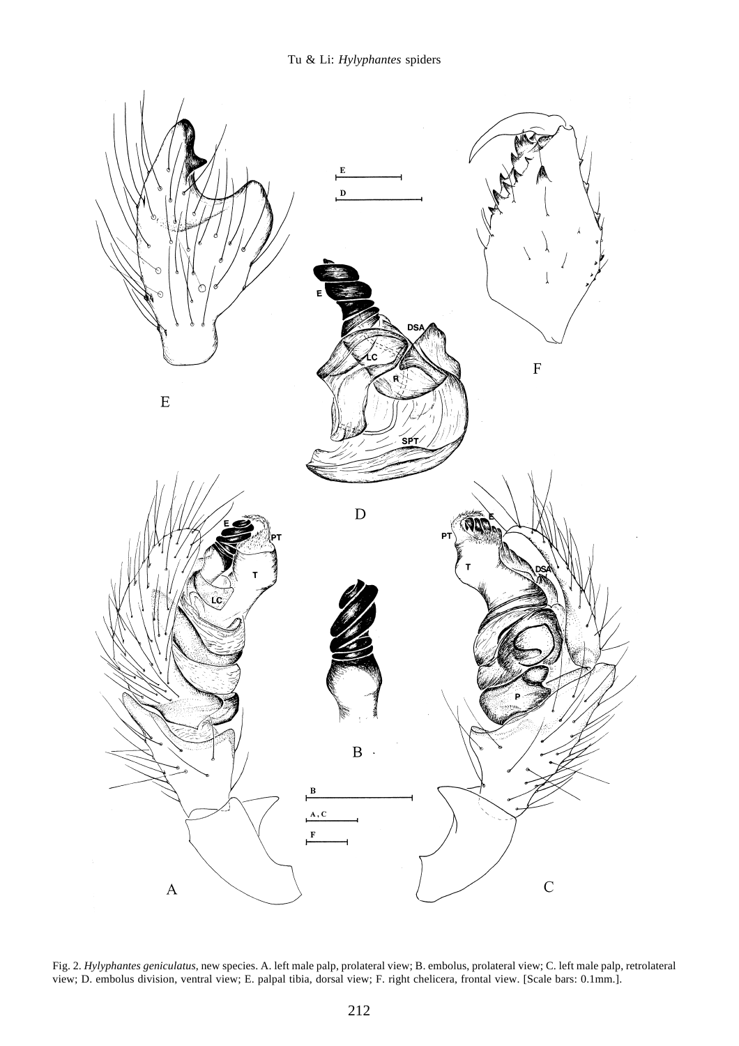Fig. 2. *Hylyphantes geniculatus*, new species. A. left male palp, prolateral view; B. embolus, prolateral view; C. left male palp, retrolateral view; D. embolus division, ventral view; E. palpal tibia, dorsal view; F. right chelicera, frontal view. [Scale bars: 0.1mm.].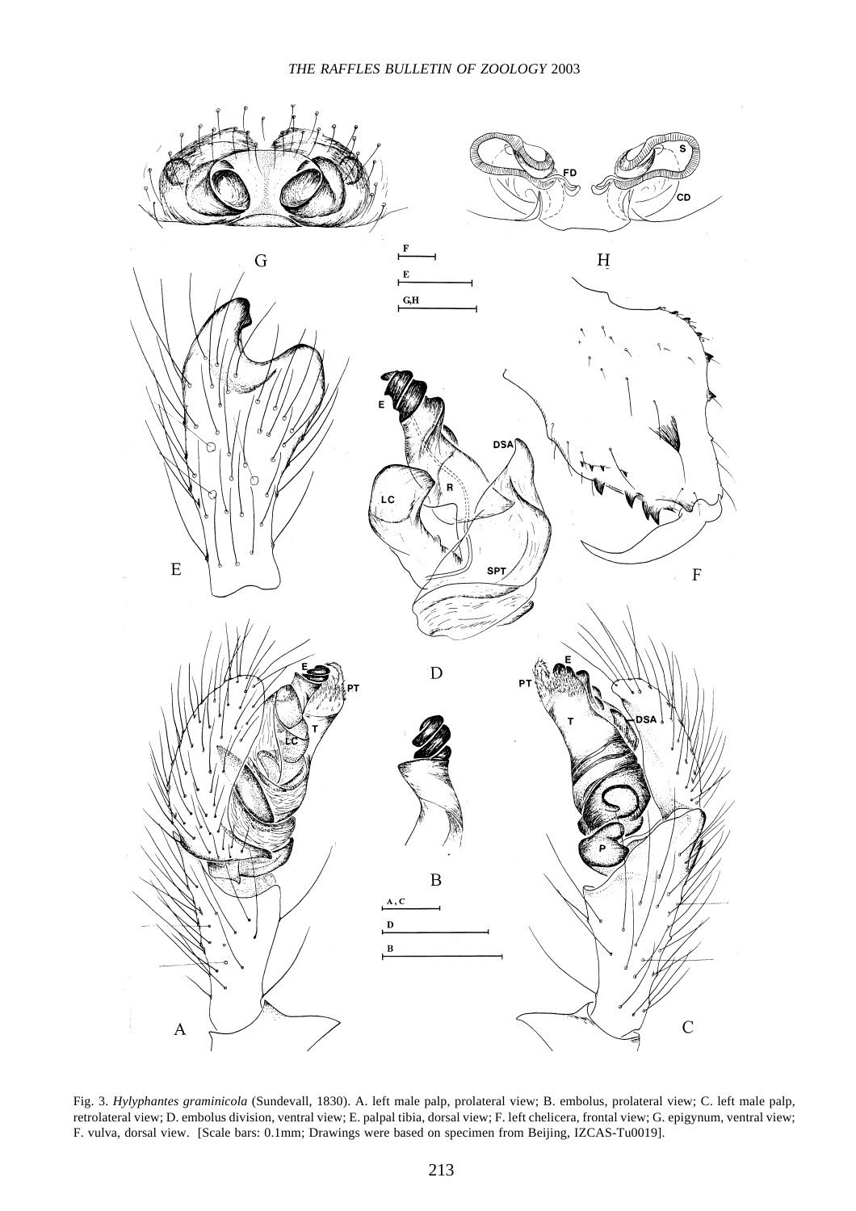Fig. 3. *Hylyphantes graminicola* (Sundevall, 1830). A. left male palp, prolateral view; B. embolus, prolateral view; C. left male palp, retrolateral view; D. embolus division, ventral view; E. palpal tibia, dorsal view; F. left chelicera, frontal view; G. epigynum, ventral view; F. vulva, dorsal view. [Scale bars: 0.1mm; Drawings were based on specimen from Beijing, IZCAS-Tu0019].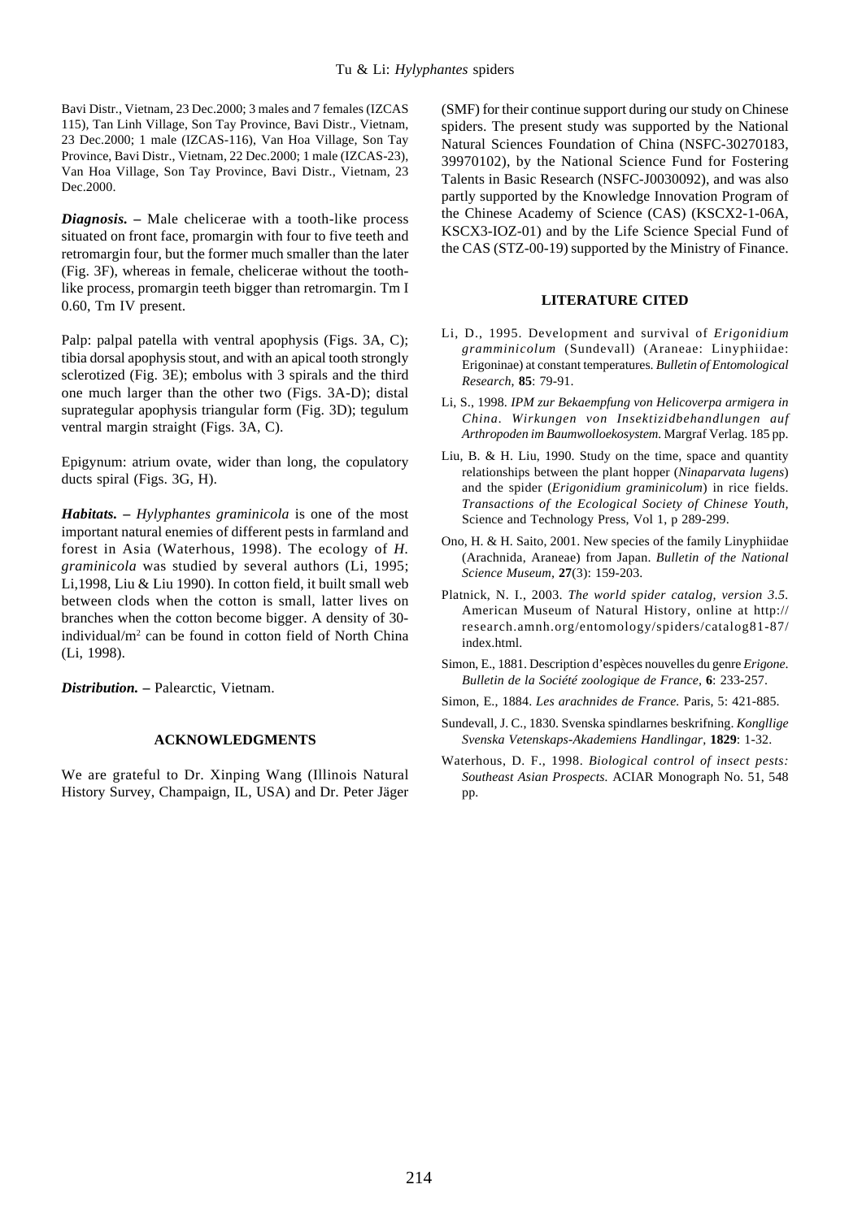Bavi Distr., Vietnam, 23 Dec.2000; 3 males and 7 females (IZCAS 115), Tan Linh Village, Son Tay Province, Bavi Distr., Vietnam, 23 Dec.2000; 1 male (IZCAS-116), Van Hoa Village, Son Tay Province, Bavi Distr., Vietnam, 22 Dec.2000; 1 male (IZCAS-23), Van Hoa Village, Son Tay Province, Bavi Distr., Vietnam, 23 Dec.2000.

***Diagnosis.*** **–** Male chelicerae with a tooth-like process situated on front face, promargin with four to five teeth and retromargin four, but the former much smaller than the later (Fig. 3F), whereas in female, chelicerae without the tooth-like process, promargin teeth bigger than retromargin. Tm I 0.60, Tm IV present.

Palp: palpal patella with ventral apophysis (Figs. 3A, C); tibia dorsal apophysis stout, and with an apical tooth strongly sclerotized (Fig. 3E); embolus with 3 spirals and the third one much larger than the other two (Figs. 3A-D); distal suprategular apophysis triangular form (Fig. 3D); tegulum ventral margin straight (Figs. 3A, C).

Epigynum: atrium ovate, wider than long, the copulatory ducts spiral (Figs. 3G, H).

***Habitats.*** **–** *Hylyphantes graminicola* is one of the most important natural enemies of different pests in farmland and forest in Asia (Waterhous, 1998). The ecology of *H. graminicola* was studied by several authors (Li, 1995; Li,1998, Liu & Liu 1990). In cotton field, it built small web between clods when the cotton is small, latter lives on branches when the cotton become bigger. A density of 30-individual/m$^2$ can be found in cotton field of North China (Li, 1998).

***Distribution.*** **–** Palearctic, Vietnam.

## ACKNOWLEDGMENTS

We are grateful to Dr. Xinping Wang (Illinois Natural History Survey, Champaign, IL, USA) and Dr. Peter Jäger (SMF) for their continue support during our study on Chinese spiders. The present study was supported by the National Natural Sciences Foundation of China (NSFC-30270183, 39970102), by the National Science Fund for Fostering Talents in Basic Research (NSFC-J0030092), and was also partly supported by the Knowledge Innovation Program of the Chinese Academy of Science (CAS) (KSCX2-1-06A, KSCX3-IOZ-01) and by the Life Science Special Fund of the CAS (STZ-00-19) supported by the Ministry of Finance.

## LITERATURE CITED

Li, D., 1995. Development and survival of *Erigonidium gramminicolum* (Sundevall) (Araneae: Linyphiidae: Erigoninae) at constant temperatures. *Bulletin of Entomological Research*, **85**: 79-91.

Li, S., 1998. *IPM zur Bekaempfung von Helicoverpa armigera in China. Wirkungen von Insektizidbehandlungen auf Arthropoden im Baumwolloekosystem.* Margraf Verlag. 185 pp.

Liu, B. & H. Liu, 1990. Study on the time, space and quantity relationships between the plant hopper (*Ninaparvata lugens*) and the spider (*Erigonidium graminicolum*) in rice fields. *Transactions of the Ecological Society of Chinese Youth*, Science and Technology Press, Vol 1, p 289-299.

Ono, H. & H. Saito, 2001. New species of the family Linyphiidae (Arachnida, Araneae) from Japan. *Bulletin of the National Science Museum*, **27**(3): 159-203.

Platnick, N. I., 2003. *The world spider catalog, version 3.5.* American Museum of Natural History, online at http://research.amnh.org/entomology/spiders/catalog81-87/index.html.

Simon, E., 1881. Description d'espèces nouvelles du genre *Erigone*. *Bulletin de la Société zoologique de France*, **6**: 233-257.

Simon, E., 1884. *Les arachnides de France.* Paris, 5: 421-885.

Sundevall, J. C., 1830. Svenska spindlarnes beskrifning. *Konglige Svenska Vetenskaps-Akademiens Handlingar*, **1829**: 1-32.

Waterhous, D. F., 1998. *Biological control of insect pests: Southeast Asian Prospects.* ACIAR Monograph No. 51, 548 pp.